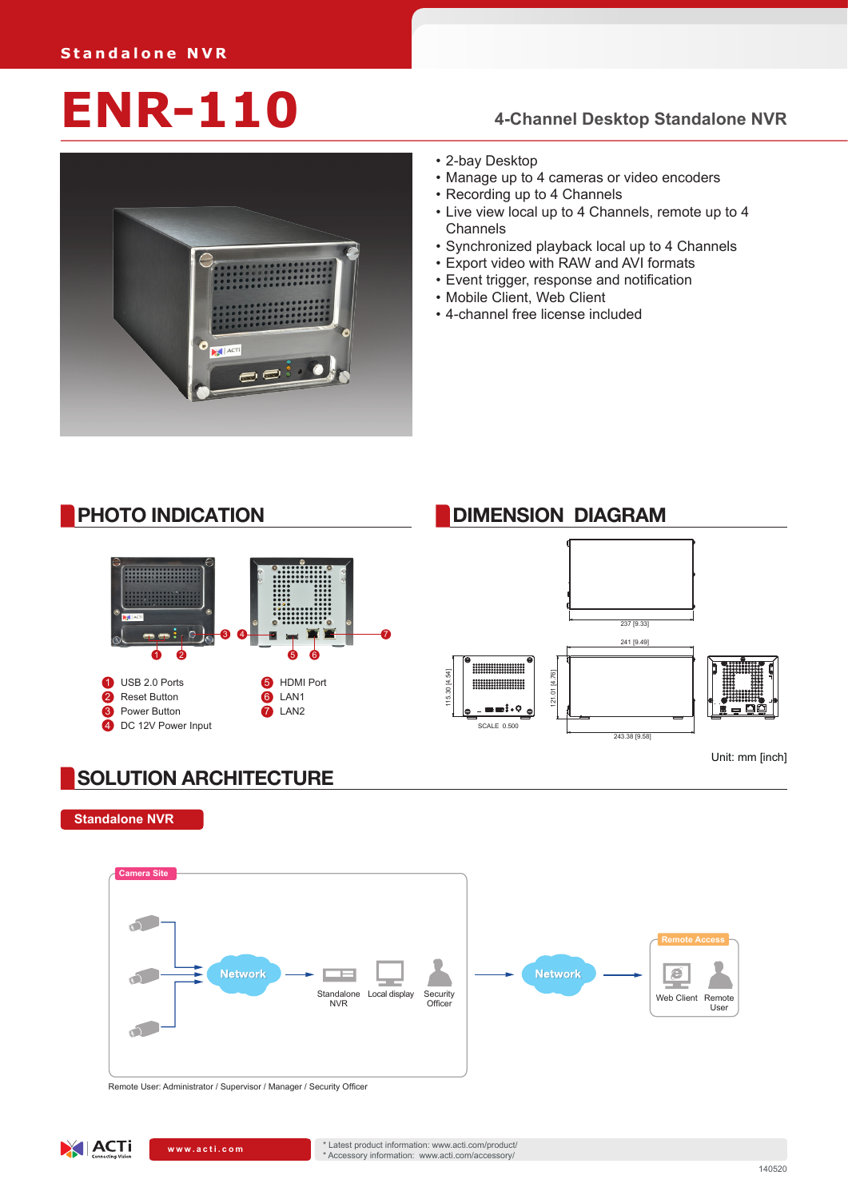Standalone NVR

# ENR-110

## 4-Channel Desktop Standalone NVR

- 2-bay Desktop
- Manage up to 4 cameras or video encoders
- Recording up to 4 Channels
- Live view local up to 4 Channels, remote up to 4 Channels
- Synchronized playback local up to 4 Channels
- Export video with RAW and AVI formats
- Event trigger, response and notification
- Mobile Client, Web Client
- 4-channel free license included

## PHOTO INDICATION

1. USB 2.0 Ports
2. Reset Button
3. Power Button
4. DC 12V Power Input
5. HDMI Port
6. LAN1
7. LAN2

## DIMENSION DIAGRAM

237 [9.33]

241 [9.49]

115.30 [4.54]

121.01 [4.76]

243.38 [9.58]

SCALE 0.500

Unit: mm [inch]

## SOLUTION ARCHITECTURE

**Standalone NVR**

Camera Site

Network → Standalone NVR, Local display, Security Officer → Network → Remote Access: Web Client, Remote User

Remote User: Administrator / Supervisor / Manager / Security Officer

www.acti.com

\* Latest product information: www.acti.com/product/
\* Accessory information: www.acti.com/accessory/

140520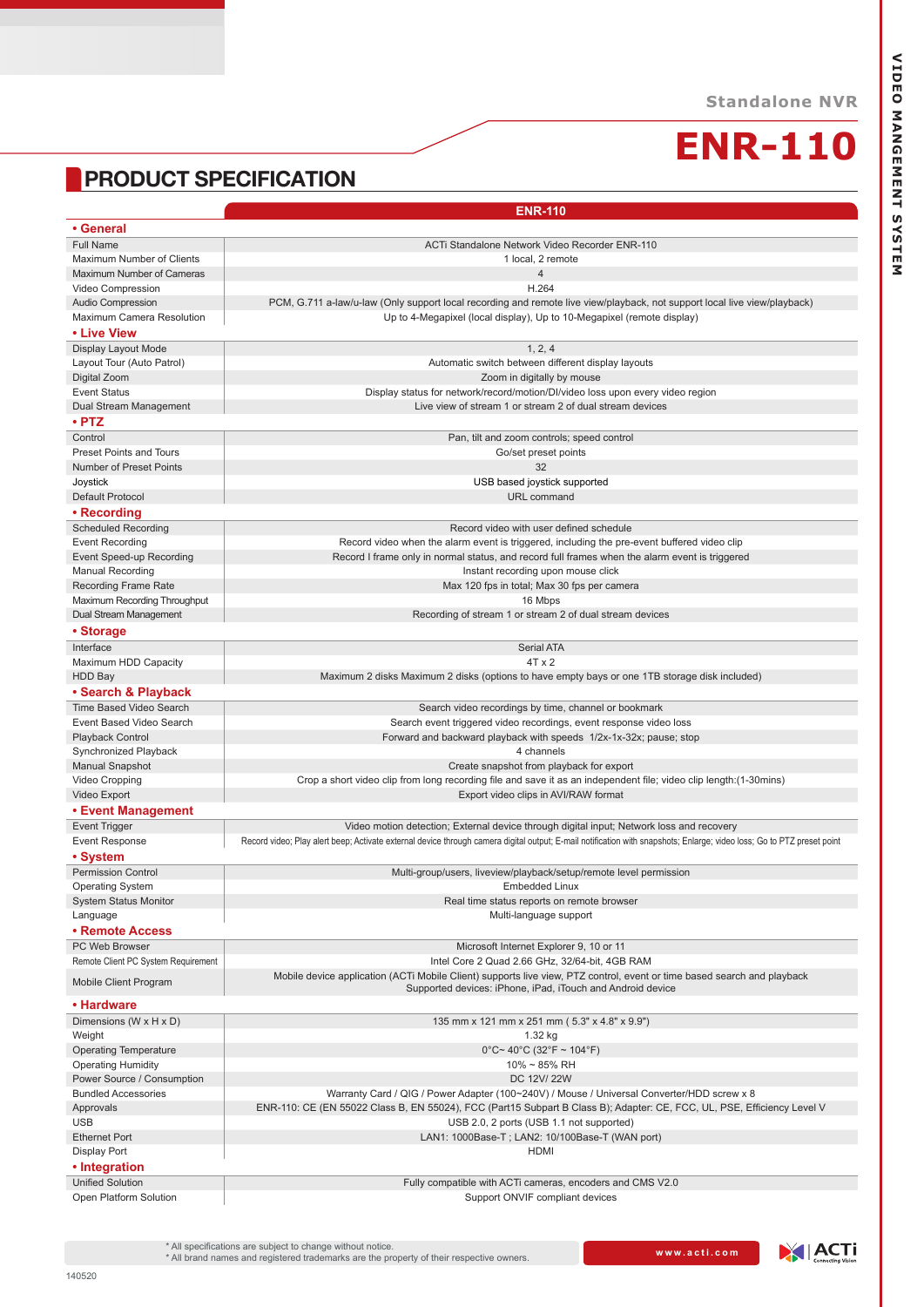Standalone NVR

# ENR-110

## PRODUCT SPECIFICATION

| | ENR-110 |
|---|---|
| **• General** | |
| Full Name | ACTi Standalone Network Video Recorder ENR-110 |
| Maximum Number of Clients | 1 local, 2 remote |
| Maximum Number of Cameras | 4 |
| Video Compression | H.264 |
| Audio Compression | PCM, G.711 a-law/u-law (Only support local recording and remote live view/playback, not support local live view/playback) |
| Maximum Camera Resolution | Up to 4-Megapixel (local display), Up to 10-Megapixel (remote display) |
| **• Live View** | |
| Display Layout Mode | 1, 2, 4 |
| Layout Tour (Auto Patrol) | Automatic switch between different display layouts |
| Digital Zoom | Zoom in digitally by mouse |
| Event Status | Display status for network/record/motion/DI/video loss upon every video region |
| Dual Stream Management | Live view of stream 1 or stream 2 of dual stream devices |
| **• PTZ** | |
| Control | Pan, tilt and zoom controls; speed control |
| Preset Points and Tours | Go/set preset points |
| Number of Preset Points | 32 |
| Joystick | USB based joystick supported |
| Default Protocol | URL command |
| **• Recording** | |
| Scheduled Recording | Record video with user defined schedule |
| Event Recording | Record video when the alarm event is triggered, including the pre-event buffered video clip |
| Event Speed-up Recording | Record I frame only in normal status, and record full frames when the alarm event is triggered |
| Manual Recording | Instant recording upon mouse click |
| Recording Frame Rate | Max 120 fps in total; Max 30 fps per camera |
| Maximum Recording Throughput | 16 Mbps |
| Dual Stream Management | Recording of stream 1 or stream 2 of dual stream devices |
| **• Storage** | |
| Interface | Serial ATA |
| Maximum HDD Capacity | 4T x 2 |
| HDD Bay | Maximum 2 disks Maximum 2 disks (options to have empty bays or one 1TB storage disk included) |
| **• Search & Playback** | |
| Time Based Video Search | Search video recordings by time, channel or bookmark |
| Event Based Video Search | Search event triggered video recordings, event response video loss |
| Playback Control | Forward and backward playback with speeds 1/2x-1x-32x; pause; stop |
| Synchronized Playback | 4 channels |
| Manual Snapshot | Create snapshot from playback for export |
| Video Cropping | Crop a short video clip from long recording file and save it as an independent file; video clip length:(1-30mins) |
| Video Export | Export video clips in AVI/RAW format |
| **• Event Management** | |
| Event Trigger | Video motion detection; External device through digital input; Network loss and recovery |
| Event Response | Record video; Play alert beep; Activate external device through camera digital output; E-mail notification with snapshots; Enlarge; video loss; Go to PTZ preset point |
| **• System** | |
| Permission Control | Multi-group/users, liveview/playback/setup/remote level permission |
| Operating System | Embedded Linux |
| System Status Monitor | Real time status reports on remote browser |
| Language | Multi-language support |
| **• Remote Access** | |
| PC Web Browser | Microsoft Internet Explorer 9, 10 or 11 |
| Remote Client PC System Requirement | Intel Core 2 Quad 2.66 GHz, 32/64-bit, 4GB RAM |
| Mobile Client Program | Mobile device application (ACTi Mobile Client) supports live view, PTZ control, event or time based search and playback<br>Supported devices: iPhone, iPad, iTouch and Android device |
| **• Hardware** | |
| Dimensions (W x H x D) | 135 mm x 121 mm x 251 mm ( 5.3" x 4.8" x 9.9") |
| Weight | 1.32 kg |
| Operating Temperature | 0°C~ 40°C (32°F ~ 104°F) |
| Operating Humidity | 10% ~ 85% RH |
| Power Source / Consumption | DC 12V/ 22W |
| Bundled Accessories | Warranty Card / QIG / Power Adapter (100~240V) / Mouse / Universal Converter/HDD screw x 8 |
| Approvals | ENR-110: CE (EN 55022 Class B, EN 55024), FCC (Part15 Subpart B Class B); Adapter: CE, FCC, UL, PSE, Efficiency Level V |
| USB | USB 2.0, 2 ports (USB 1.1 not supported) |
| Ethernet Port | LAN1: 1000Base-T ; LAN2: 10/100Base-T (WAN port) |
| Display Port | HDMI |
| **• Integration** | |
| Unified Solution | Fully compatible with ACTi cameras, encoders and CMS V2.0 |
| Open Platform Solution | Support ONVIF compliant devices |

\* All specifications are subject to change without notice.
\* All brand names and registered trademarks are the property of their respective owners.

www.acti.com

140520